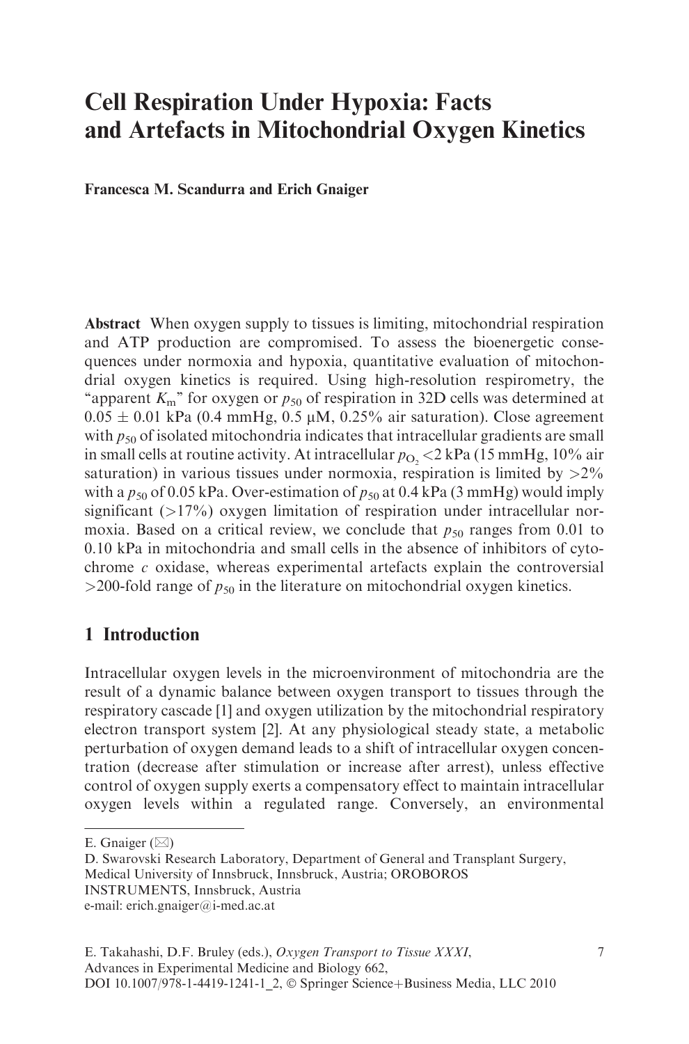# Cell Respiration Under Hypoxia: Facts and Artefacts in Mitochondrial Oxygen Kinetics

**Francesca M. Scandurra and Erich Gnaiger**

**Abstract** When oxygen supply to tissues is limiting, mitochondrial respiration and ATP production are compromised. To assess the bioenergetic consequences under normoxia and hypoxia, quantitative evaluation of mitochondrial oxygen kinetics is required. Using high-resolution respirometry, the "apparent $K_m$" for oxygen or $p_{50}$ of respiration in 32D cells was determined at $0.05 \pm 0.01$ kPa (0.4 mmHg, 0.5 μM, 0.25% air saturation). Close agreement with $p_{50}$ of isolated mitochondria indicates that intracellular gradients are small in small cells at routine activity. At intracellular $p_{O_2} < 2$ kPa (15 mmHg, 10% air saturation) in various tissues under normoxia, respiration is limited by >2% with a $p_{50}$ of 0.05 kPa. Over-estimation of $p_{50}$ at 0.4 kPa (3 mmHg) would imply significant (>17%) oxygen limitation of respiration under intracellular normoxia. Based on a critical review, we conclude that $p_{50}$ ranges from 0.01 to 0.10 kPa in mitochondria and small cells in the absence of inhibitors of cytochrome *c* oxidase, whereas experimental artefacts explain the controversial >200-fold range of $p_{50}$ in the literature on mitochondrial oxygen kinetics.

## 1 Introduction

Intracellular oxygen levels in the microenvironment of mitochondria are the result of a dynamic balance between oxygen transport to tissues through the respiratory cascade [1] and oxygen utilization by the mitochondrial respiratory electron transport system [2]. At any physiological steady state, a metabolic perturbation of oxygen demand leads to a shift of intracellular oxygen concentration (decrease after stimulation or increase after arrest), unless effective control of oxygen supply exerts a compensatory effect to maintain intracellular oxygen levels within a regulated range. Conversely, an environmental

---

E. Gnaiger (✉)
D. Swarovski Research Laboratory, Department of General and Transplant Surgery, Medical University of Innsbruck, Innsbruck, Austria; OROBOROS INSTRUMENTS, Innsbruck, Austria
e-mail: erich.gnaiger@i-med.ac.at

E. Takahashi, D.F. Bruley (eds.), *Oxygen Transport to Tissue XXXI*, Advances in Experimental Medicine and Biology 662, DOI 10.1007/978-1-4419-1241-1_2, © Springer Science+Business Media, LLC 2010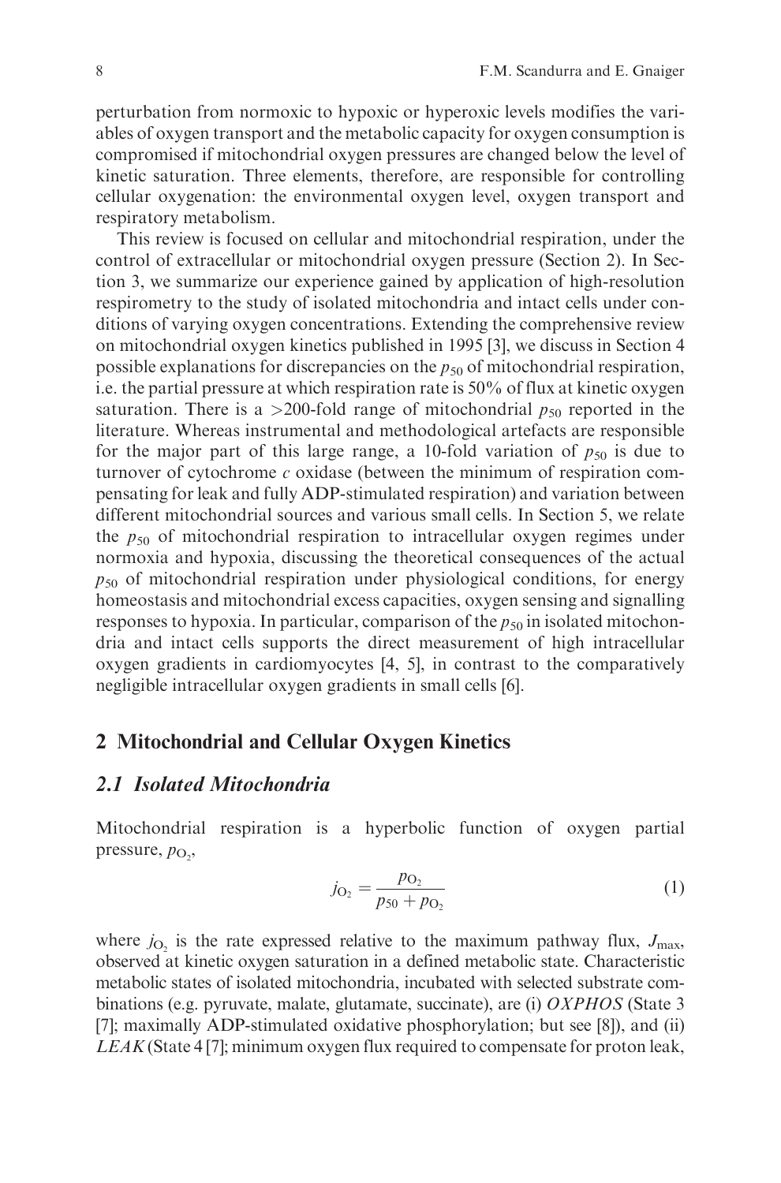perturbation from normoxic to hypoxic or hyperoxic levels modifies the variables of oxygen transport and the metabolic capacity for oxygen consumption is compromised if mitochondrial oxygen pressures are changed below the level of kinetic saturation. Three elements, therefore, are responsible for controlling cellular oxygenation: the environmental oxygen level, oxygen transport and respiratory metabolism.

This review is focused on cellular and mitochondrial respiration, under the control of extracellular or mitochondrial oxygen pressure (Section 2). In Section 3, we summarize our experience gained by application of high-resolution respirometry to the study of isolated mitochondria and intact cells under conditions of varying oxygen concentrations. Extending the comprehensive review on mitochondrial oxygen kinetics published in 1995 [3], we discuss in Section 4 possible explanations for discrepancies on the $p_{50}$ of mitochondrial respiration, i.e. the partial pressure at which respiration rate is 50% of flux at kinetic oxygen saturation. There is a >200-fold range of mitochondrial $p_{50}$ reported in the literature. Whereas instrumental and methodological artefacts are responsible for the major part of this large range, a 10-fold variation of $p_{50}$ is due to turnover of cytochrome *c* oxidase (between the minimum of respiration compensating for leak and fully ADP-stimulated respiration) and variation between different mitochondrial sources and various small cells. In Section 5, we relate the $p_{50}$ of mitochondrial respiration to intracellular oxygen regimes under normoxia and hypoxia, discussing the theoretical consequences of the actual $p_{50}$ of mitochondrial respiration under physiological conditions, for energy homeostasis and mitochondrial excess capacities, oxygen sensing and signalling responses to hypoxia. In particular, comparison of the $p_{50}$ in isolated mitochondria and intact cells supports the direct measurement of high intracellular oxygen gradients in cardiomyocytes [4, 5], in contrast to the comparatively negligible intracellular oxygen gradients in small cells [6].

## 2 Mitochondrial and Cellular Oxygen Kinetics

### 2.1 Isolated Mitochondria

Mitochondrial respiration is a hyperbolic function of oxygen partial pressure, $p_{O_2}$,

$$j_{O_2} = \frac{p_{O_2}}{p_{50} + p_{O_2}} \quad (1)$$

where $j_{O_2}$ is the rate expressed relative to the maximum pathway flux, $J_{max}$, observed at kinetic oxygen saturation in a defined metabolic state. Characteristic metabolic states of isolated mitochondria, incubated with selected substrate combinations (e.g. pyruvate, malate, glutamate, succinate), are (i) *OXPHOS* (State 3 [7]; maximally ADP-stimulated oxidative phosphorylation; but see [8]), and (ii) *LEAK* (State 4 [7]; minimum oxygen flux required to compensate for proton leak,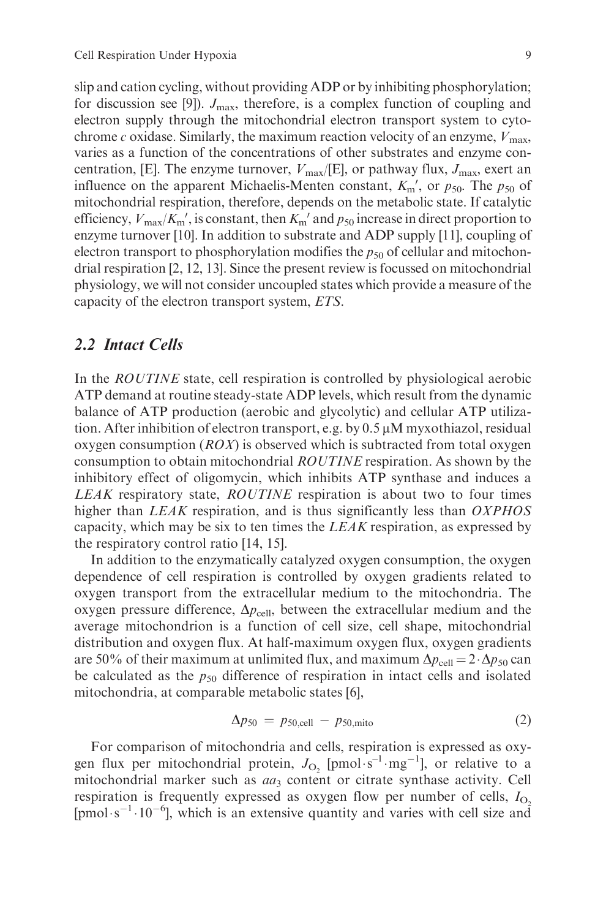slip and cation cycling, without providing ADP or by inhibiting phosphorylation; for discussion see [9]). $J_{max}$, therefore, is a complex function of coupling and electron supply through the mitochondrial electron transport system to cytochrome *c* oxidase. Similarly, the maximum reaction velocity of an enzyme, $V_{max}$, varies as a function of the concentrations of other substrates and enzyme concentration, [E]. The enzyme turnover, $V_{max}$/[E], or pathway flux, $J_{max}$, exert an influence on the apparent Michaelis-Menten constant, $K_m'$, or $p_{50}$. The $p_{50}$ of mitochondrial respiration, therefore, depends on the metabolic state. If catalytic efficiency, $V_{max}/K_m'$, is constant, then $K_m'$ and $p_{50}$ increase in direct proportion to enzyme turnover [10]. In addition to substrate and ADP supply [11], coupling of electron transport to phosphorylation modifies the $p_{50}$ of cellular and mitochondrial respiration [2, 12, 13]. Since the present review is focussed on mitochondrial physiology, we will not consider uncoupled states which provide a measure of the capacity of the electron transport system, *ETS*.

## 2.2 Intact Cells

In the *ROUTINE* state, cell respiration is controlled by physiological aerobic ATP demand at routine steady-state ADP levels, which result from the dynamic balance of ATP production (aerobic and glycolytic) and cellular ATP utilization. After inhibition of electron transport, e.g. by 0.5 μM myxothiazol, residual oxygen consumption (*ROX*) is observed which is subtracted from total oxygen consumption to obtain mitochondrial *ROUTINE* respiration. As shown by the inhibitory effect of oligomycin, which inhibits ATP synthase and induces a *LEAK* respiratory state, *ROUTINE* respiration is about two to four times higher than *LEAK* respiration, and is thus significantly less than *OXPHOS* capacity, which may be six to ten times the *LEAK* respiration, as expressed by the respiratory control ratio [14, 15].

In addition to the enzymatically catalyzed oxygen consumption, the oxygen dependence of cell respiration is controlled by oxygen gradients related to oxygen transport from the extracellular medium to the mitochondria. The oxygen pressure difference, $\Delta p_{cell}$, between the extracellular medium and the average mitochondrion is a function of cell size, cell shape, mitochondrial distribution and oxygen flux. At half-maximum oxygen flux, oxygen gradients are 50% of their maximum at unlimited flux, and maximum $\Delta p_{cell} = 2 \cdot \Delta p_{50}$ can be calculated as the $p_{50}$ difference of respiration in intact cells and isolated mitochondria, at comparable metabolic states [6],

$$\Delta p_{50} = p_{50,cell} - p_{50,mito} \tag{2}$$

For comparison of mitochondria and cells, respiration is expressed as oxygen flux per mitochondrial protein, $J_{O_2}$ [pmol·s$^{-1}$·mg$^{-1}$], or relative to a mitochondrial marker such as $aa_3$ content or citrate synthase activity. Cell respiration is frequently expressed as oxygen flow per number of cells, $I_{O_2}$ [pmol·s$^{-1}$·10$^{-6}$], which is an extensive quantity and varies with cell size and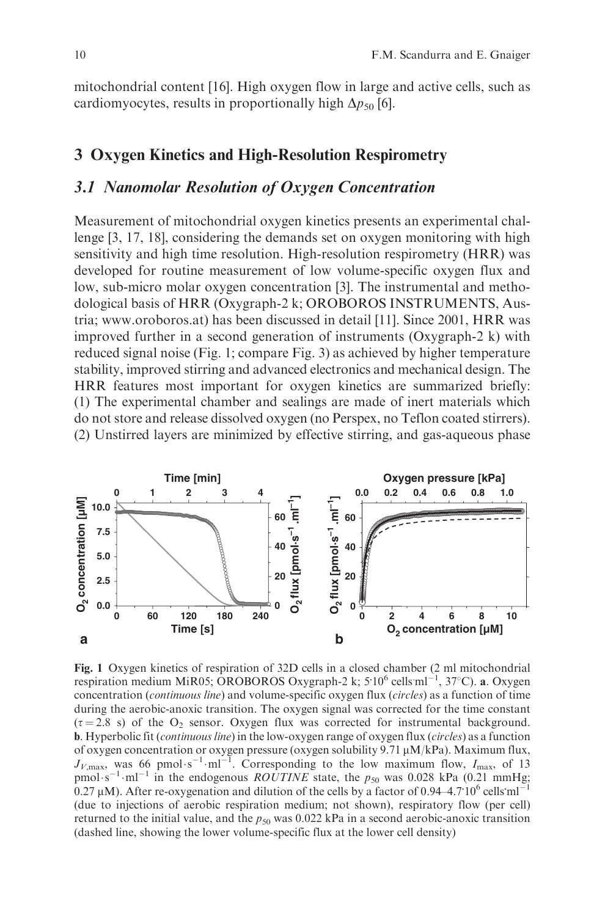mitochondrial content [16]. High oxygen flow in large and active cells, such as cardiomyocytes, results in proportionally high $\Delta p_{50}$ [6].

## 3 Oxygen Kinetics and High-Resolution Respirometry

### 3.1 Nanomolar Resolution of Oxygen Concentration

Measurement of mitochondrial oxygen kinetics presents an experimental challenge [3, 17, 18], considering the demands set on oxygen monitoring with high sensitivity and high time resolution. High-resolution respirometry (HRR) was developed for routine measurement of low volume-specific oxygen flux and low, sub-micro molar oxygen concentration [3]. The instrumental and methodological basis of HRR (Oxygraph-2 k; OROBOROS INSTRUMENTS, Austria; www.oroboros.at) has been discussed in detail [11]. Since 2001, HRR was improved further in a second generation of instruments (Oxygraph-2 k) with reduced signal noise (Fig. 1; compare Fig. 3) as achieved by higher temperature stability, improved stirring and advanced electronics and mechanical design. The HRR features most important for oxygen kinetics are summarized briefly: (1) The experimental chamber and sealings are made of inert materials which do not store and release dissolved oxygen (no Perspex, no Teflon coated stirrers). (2) Unstirred layers are minimized by effective stirring, and gas-aqueous phase

**Fig. 1** Oxygen kinetics of respiration of 32D cells in a closed chamber (2 ml mitochondrial respiration medium MiR05; OROBOROS Oxygraph-2 k; $5{\cdot}10^6$ cells·ml$^{-1}$, 37°C). **a**. Oxygen concentration (*continuous line*) and volume-specific oxygen flux (*circles*) as a function of time during the aerobic-anoxic transition. The oxygen signal was corrected for the time constant ($\tau = 2.8$ s) of the $O_2$ sensor. Oxygen flux was corrected for instrumental background. **b**. Hyperbolic fit (*continuous line*) in the low-oxygen range of oxygen flux (*circles*) as a function of oxygen concentration or oxygen pressure (oxygen solubility 9.71 μM/kPa). Maximum flux, $J_{V,\text{max}}$, was 66 pmol·s$^{-1}$·ml$^{-1}$. Corresponding to the low maximum flow, $I_{\text{max}}$, of 13 pmol·s$^{-1}$·ml$^{-1}$ in the endogenous *ROUTINE* state, the $p_{50}$ was 0.028 kPa (0.21 mmHg; 0.27 μM). After re-oxygenation and dilution of the cells by a factor of 0.94–$4.7{\cdot}10^6$ cells·ml$^{-1}$ (due to injections of aerobic respiration medium; not shown), respiratory flow (per cell) returned to the initial value, and the $p_{50}$ was 0.022 kPa in a second aerobic-anoxic transition (dashed line, showing the lower volume-specific flux at the lower cell density)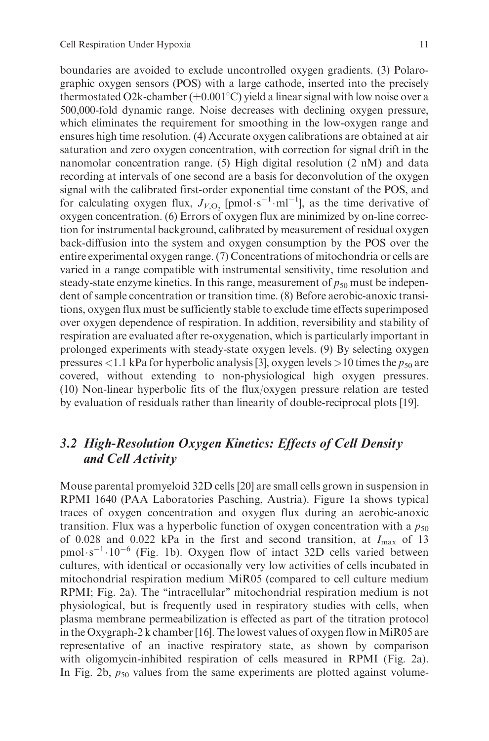boundaries are avoided to exclude uncontrolled oxygen gradients. (3) Polarographic oxygen sensors (POS) with a large cathode, inserted into the precisely thermostated O2k-chamber ($\pm 0.001^{\circ}$C) yield a linear signal with low noise over a 500,000-fold dynamic range. Noise decreases with declining oxygen pressure, which eliminates the requirement for smoothing in the low-oxygen range and ensures high time resolution. (4) Accurate oxygen calibrations are obtained at air saturation and zero oxygen concentration, with correction for signal drift in the nanomolar concentration range. (5) High digital resolution (2 nM) and data recording at intervals of one second are a basis for deconvolution of the oxygen signal with the calibrated first-order exponential time constant of the POS, and for calculating oxygen flux, $J_{V,O_2}$ [$\text{pmol}\cdot\text{s}^{-1}\cdot\text{ml}^{-1}$], as the time derivative of oxygen concentration. (6) Errors of oxygen flux are minimized by on-line correction for instrumental background, calibrated by measurement of residual oxygen back-diffusion into the system and oxygen consumption by the POS over the entire experimental oxygen range. (7) Concentrations of mitochondria or cells are varied in a range compatible with instrumental sensitivity, time resolution and steady-state enzyme kinetics. In this range, measurement of $p_{50}$ must be independent of sample concentration or transition time. (8) Before aerobic-anoxic transitions, oxygen flux must be sufficiently stable to exclude time effects superimposed over oxygen dependence of respiration. In addition, reversibility and stability of respiration are evaluated after re-oxygenation, which is particularly important in prolonged experiments with steady-state oxygen levels. (9) By selecting oxygen pressures <1.1 kPa for hyperbolic analysis [3], oxygen levels >10 times the $p_{50}$ are covered, without extending to non-physiological high oxygen pressures. (10) Non-linear hyperbolic fits of the flux/oxygen pressure relation are tested by evaluation of residuals rather than linearity of double-reciprocal plots [19].

### *3.2 High-Resolution Oxygen Kinetics: Effects of Cell Density and Cell Activity*

Mouse parental promyeloid 32D cells [20] are small cells grown in suspension in RPMI 1640 (PAA Laboratories Pasching, Austria). Figure 1a shows typical traces of oxygen concentration and oxygen flux during an aerobic-anoxic transition. Flux was a hyperbolic function of oxygen concentration with a $p_{50}$ of 0.028 and 0.022 kPa in the first and second transition, at $I_{max}$ of 13 $\text{pmol}\cdot\text{s}^{-1}\cdot 10^{-6}$ (Fig. 1b). Oxygen flow of intact 32D cells varied between cultures, with identical or occasionally very low activities of cells incubated in mitochondrial respiration medium MiR05 (compared to cell culture medium RPMI; Fig. 2a). The "intracellular" mitochondrial respiration medium is not physiological, but is frequently used in respiratory studies with cells, when plasma membrane permeabilization is effected as part of the titration protocol in the Oxygraph-2 k chamber [16]. The lowest values of oxygen flow in MiR05 are representative of an inactive respiratory state, as shown by comparison with oligomycin-inhibited respiration of cells measured in RPMI (Fig. 2a). In Fig. 2b, $p_{50}$ values from the same experiments are plotted against volume-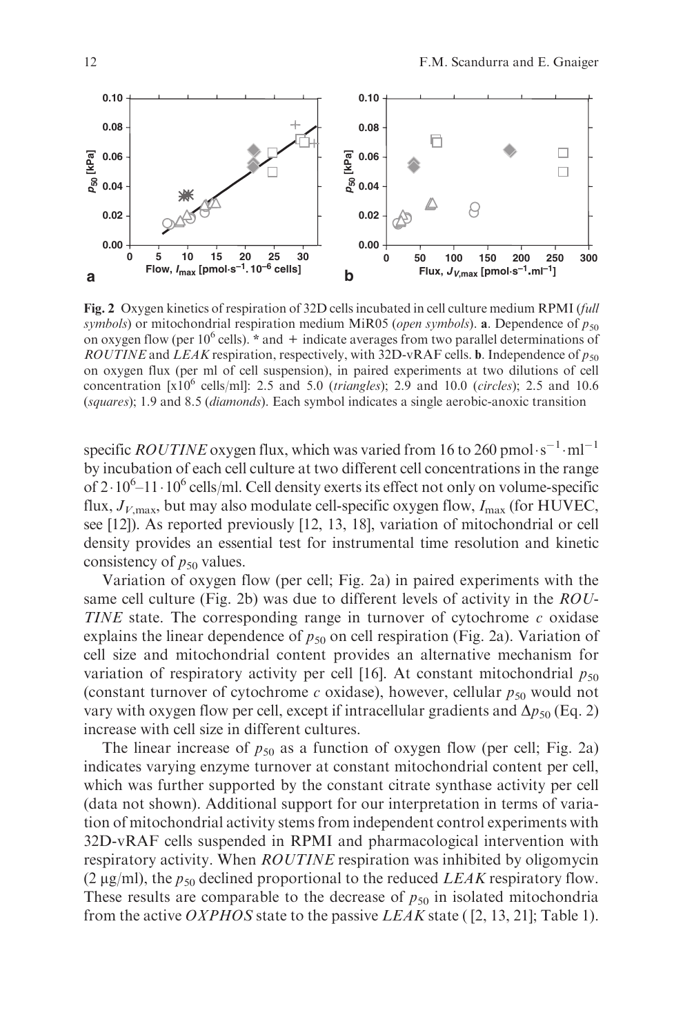Fig. 2 Oxygen kinetics of respiration of 32D cells incubated in cell culture medium RPMI (*full symbols*) or mitochondrial respiration medium MiR05 (*open symbols*). **a**. Dependence of $p_{50}$ on oxygen flow (per $10^6$ cells). * and + indicate averages from two parallel determinations of *ROUTINE* and *LEAK* respiration, respectively, with 32D-vRAF cells. **b**. Independence of $p_{50}$ on oxygen flux (per ml of cell suspension), in paired experiments at two dilutions of cell concentration [x$10^6$ cells/ml]: 2.5 and 5.0 (*triangles*); 2.9 and 10.0 (*circles*); 2.5 and 10.6 (*squares*); 1.9 and 8.5 (*diamonds*). Each symbol indicates a single aerobic-anoxic transition

specific *ROUTINE* oxygen flux, which was varied from 16 to 260 $\text{pmol}\cdot\text{s}^{-1}\cdot\text{ml}^{-1}$ by incubation of each cell culture at two different cell concentrations in the range of $2\cdot10^6$–$11\cdot10^6$ cells/ml. Cell density exerts its effect not only on volume-specific flux, $J_{V,\max}$, but may also modulate cell-specific oxygen flow, $I_{\max}$ (for HUVEC, see [12]). As reported previously [12, 13, 18], variation of mitochondrial or cell density provides an essential test for instrumental time resolution and kinetic consistency of $p_{50}$ values.

Variation of oxygen flow (per cell; Fig. 2a) in paired experiments with the same cell culture (Fig. 2b) was due to different levels of activity in the *ROUTINE* state. The corresponding range in turnover of cytochrome *c* oxidase explains the linear dependence of $p_{50}$ on cell respiration (Fig. 2a). Variation of cell size and mitochondrial content provides an alternative mechanism for variation of respiratory activity per cell [16]. At constant mitochondrial $p_{50}$ (constant turnover of cytochrome *c* oxidase), however, cellular $p_{50}$ would not vary with oxygen flow per cell, except if intracellular gradients and $\Delta p_{50}$ (Eq. 2) increase with cell size in different cultures.

The linear increase of $p_{50}$ as a function of oxygen flow (per cell; Fig. 2a) indicates varying enzyme turnover at constant mitochondrial content per cell, which was further supported by the constant citrate synthase activity per cell (data not shown). Additional support for our interpretation in terms of variation of mitochondrial activity stems from independent control experiments with 32D-vRAF cells suspended in RPMI and pharmacological intervention with respiratory activity. When *ROUTINE* respiration was inhibited by oligomycin (2 μg/ml), the $p_{50}$ declined proportional to the reduced *LEAK* respiratory flow. These results are comparable to the decrease of $p_{50}$ in isolated mitochondria from the active *OXPHOS* state to the passive *LEAK* state ( [2, 13, 21]; Table 1).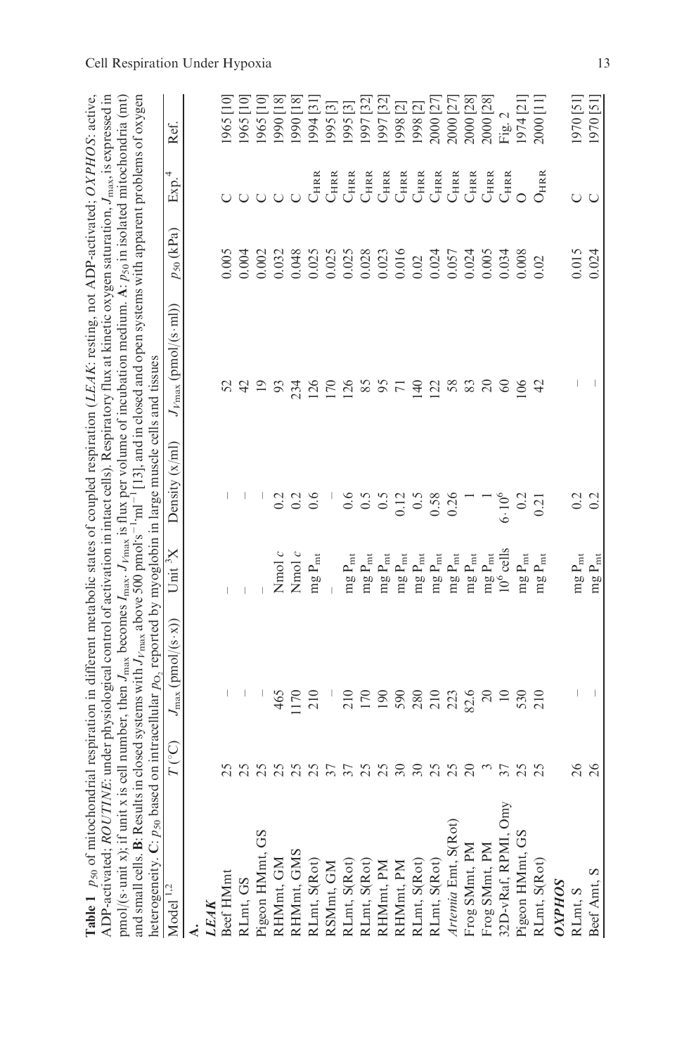**Table 1** $p_{50}$ of mitochondrial respiration in different metabolic states of coupled respiration (*LEAK*: resting, not ADP-activated; *OXPHOS*: active, ADP-activated; *ROUTINE*: under physiological control of activation in intact cells). Respiratory flux at kinetic oxygen saturation, $J_{max}$, is expressed in pmol/(s·unit x); if unit x is cell number, then $J_{max}$ becomes $I_{max}$. $J_{V{max}}$ is flux per volume of incubation medium. **A**: $p_{50}$ in isolated mitochondria (mt) and small cells. **B**: Results in closed systems with $J_{V{max}}$ above 500 pmol·s$^{-1}$·ml$^{-1}$ [13], and in closed and open systems with apparent problems of oxygen heterogeneity. **C**: $p_{50}$ based on intracellular $p_{O_2}$ reported by myoglobin in large muscle cells and tissues

| Model [1,2] | $T$ (°C) | $J_{max}$ (pmol/(s·x)) | Unit [3]X | Density (x/ml) | $J_{V{max}}$ (pmol/(s·ml)) | $p_{50}$ (kPa) | Exp.[4] | Ref. |
|---|---|---|---|---|---|---|---|---|
| **A.** | | | | | | | | |
| ***LEAK*** | | | | | | | | |
| Beef HMmt | 25 | – | | – | 52 | 0.005 | C | 1965 [10] |
| RLmt, GS | 25 | – | | – | 42 | 0.004 | C | 1965 [10] |
| Pigeon HMmt, GS | 25 | – | – | – | 19 | 0.002 | C | 1965 [10] |
| RHMmt, GM | 25 | 465 | Nmol *c* | 0.2 | 93 | 0.032 | C | 1990 [18] |
| RHMmt, GMS | 25 | 1170 | Nmol *c* | 0.2 | 234 | 0.048 | C | 1990 [18] |
| RLmt, S(Rot) | 25 | 210 | mg $P_{mt}$ | 0.6 | 126 | 0.025 | $C_{HRR}$ | 1994 [31] |
| RSMmt, GM | 37 | – | – | – | 170 | 0.025 | $C_{HRR}$ | 1995 [3] |
| RLmt, S(Rot) | 37 | 210 | mg $P_{mt}$ | 0.6 | 126 | 0.025 | $C_{HRR}$ | 1995 [3] |
| RLmt, S(Rot) | 25 | 170 | mg $P_{mt}$ | 0.5 | 85 | 0.028 | $C_{HRR}$ | 1997 [32] |
| RHMmt, PM | 25 | 190 | mg $P_{mt}$ | 0.5 | 95 | 0.023 | $C_{HRR}$ | 1997 [32] |
| RHMmt, PM | 30 | 590 | mg $P_{mt}$ | 0.12 | 71 | 0.016 | $C_{HRR}$ | 1998 [2] |
| RLmt, S(Rot) | 30 | 280 | mg $P_{mt}$ | 0.5 | 140 | 0.02 | $C_{HRR}$ | 1998 [2] |
| RLmt, S(Rot) | 25 | 210 | mg $P_{mt}$ | 0.58 | 122 | 0.024 | $C_{HRR}$ | 2000 [27] |
| *Artemia* Emt, S(Rot) | 25 | 223 | mg $P_{mt}$ | 0.26 | 58 | 0.057 | $C_{HRR}$ | 2000 [27] |
| Frog SMmt, PM | 20 | 82.6 | mg $P_{mt}$ | 1 | 83 | 0.024 | $C_{HRR}$ | 2000 [28] |
| Frog SMmt, PM | 3 | 20 | mg $P_{mt}$ | 1 | 20 | 0.005 | $C_{HRR}$ | 2000 [28] |
| 32D-vRaf, RPMI, Omy | 37 | 10 | $10^6$ cells | $6 \cdot 10^6$ | 60 | 0.034 | $C_{HRR}$ | Fig. 2 |
| Pigeon HMmt, GS | 25 | 530 | mg $P_{mt}$ | 0.2 | 106 | 0.008 | O | 1974 [21] |
| RLmt, S(Rot) | 25 | 210 | mg $P_{mt}$ | 0.21 | 42 | 0.02 | $O_{HRR}$ | 2000 [11] |
| ***OXPHOS*** | | | | | | | | |
| RLmt, S | 26 | – | mg $P_{mt}$ | 0.2 | – | 0.015 | C | 1970 [51] |
| Beef Amt, S | 26 | – | mg $P_{mt}$ | 0.2 | – | 0.024 | C | 1970 [51] |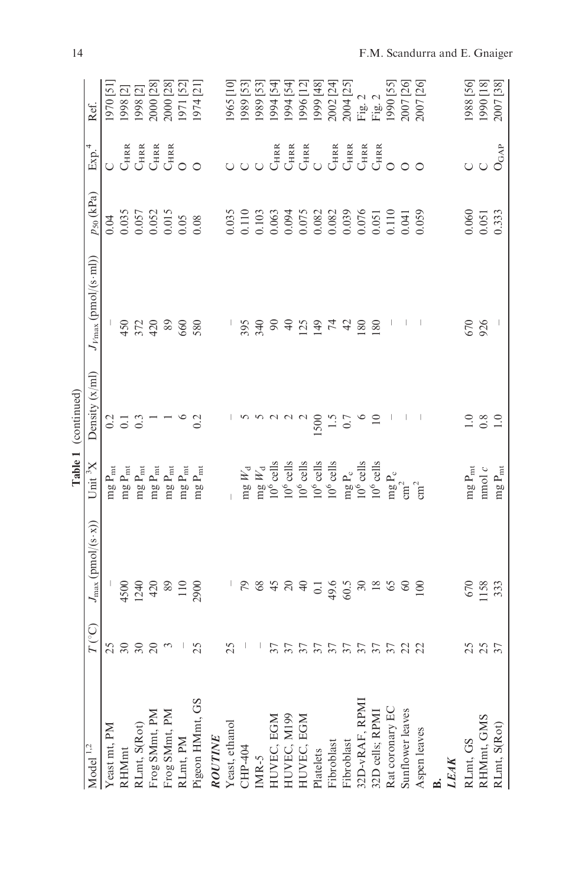**Table 1** (continued)

| Model [1,2] | $T$ (°C) | $J_{max}$ (pmol/(s·x)) | Unit [3]X | Density (x/ml) | $J_{V\,max}$ (pmol/(s·ml)) | $p_{50}$ (kPa) | Exp.[4] | Ref. |
|---|---|---|---|---|---|---|---|---|
| Yeast mt, PM | 25 | – | mg $P_{mt}$ | 0.2 | – | 0.04 | C | 1970 [51] |
| RHMmt | 30 | 4500 | mg $P_{mt}$ | 0.1 | 450 | 0.035 | $C_{HRR}$ | 1998 [2] |
| RLmt, S(Rot) | 30 | 1240 | mg $P_{mt}$ | 0.3 | 372 | 0.057 | $C_{HRR}$ | 1998 [2] |
| Frog SMmt, PM | 20 | 420 | mg $P_{mt}$ | 1 | 420 | 0.052 | $C_{HRR}$ | 2000 [28] |
| Frog SMmt, PM | 3 | 89 | mg $P_{mt}$ | 1 | 89 | 0.015 | $C_{HRR}$ | 2000 [28] |
| RLmt, PM | – | 110 | mg $P_{mt}$ | 6 | 660 | 0.05 | O | 1971 [52] |
| Pigeon HMmt, GS | 25 | 2900 | mg $P_{mt}$ | 0.2 | 580 | 0.08 | O | 1974 [21] |
| ***ROUTINE*** | | | | | | | | |
| Yeast, ethanol | 25 | – | – | – | – | 0.035 | C | 1965 [10] |
| CHP-404 | – | 79 | mg $W_d$ | 5 | 395 | 0.110 | C | 1989 [53] |
| IMR-5 | – | 68 | mg $W_d$ | 5 | 340 | 0.103 | C | 1989 [53] |
| HUVEC, EGM | 37 | 45 | $10^6$ cells | 2 | 90 | 0.063 | $C_{HRR}$ | 1994 [54] |
| HUVEC, M199 | 37 | 20 | $10^6$ cells | 2 | 40 | 0.094 | $C_{HRR}$ | 1994 [54] |
| HUVEC, EGM | 37 | 40 | $10^6$ cells | 2 | 125 | 0.075 | $C_{HRR}$ | 1996 [12] |
| Platelets | 37 | 0.1 | $10^6$ cells | 1500 | 149 | 0.082 | C | 1999 [48] |
| Fibroblast | 37 | 49.6 | $10^6$ cells | 1.5 | 74 | 0.082 | $C_{HRR}$ | 2002 [24] |
| Fibroblast | 37 | 60.5 | mg $P_c$ | 0.7 | 42 | 0.039 | $C_{HRR}$ | 2004 [25] |
| 32D-vRAF, RPMI | 37 | 30 | $10^6$ cells | 6 | 180 | 0.076 | $C_{HRR}$ | Fig. 2 |
| 32D cells, RPMI | 37 | 18 | $10^6$ cells | 10 | 180 | 0.051 | $C_{HRR}$ | Fig. 2 |
| Rat coronary EC | 37 | 65 | mg $P_c$ | – | – | 0.110 | O | 1990 [55] |
| Sunflower leaves | 22 | 60 | $cm^2$ | – | – | 0.041 | O | 2007 [26] |
| Aspen leaves | 22 | 100 | $cm^2$ | – | – | 0.059 | O | 2007 [26] |
| **B.** | | | | | | | | |
| ***LEAK*** | | | | | | | | |
| RLmt, GS | 25 | 670 | mg $P_{mt}$ | 1.0 | 670 | 0.060 | C | 1988 [56] |
| RHMmt, GMS | 25 | 1158 | nmol *c* | 0.8 | 926 | 0.051 | C | 1990 [18] |
| RLmt, S(Rot) | 37 | 333 | mg $P_{mt}$ | 1.0 | – | 0.333 | $O_{GAP}$ | 2007 [38] |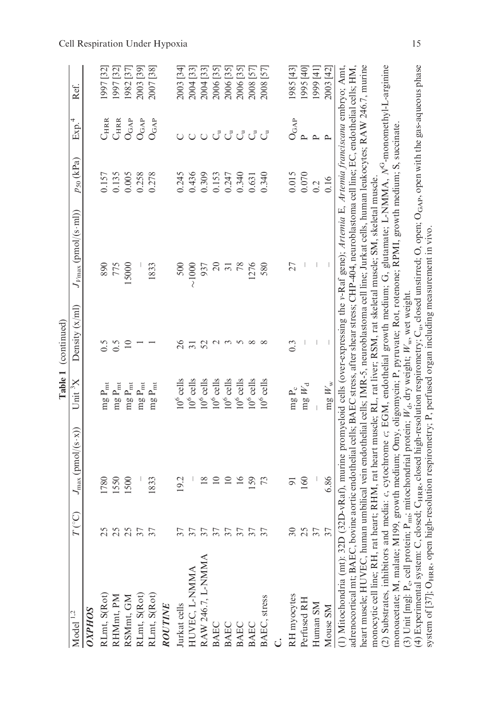**Table 1** (continued)

| Model [1,2] | $T$ (°C) | $J_{max}$ (pmol/(s·x)) | Unit [3]X | Density (x/ml) | $J_{V\max}$ (pmol/(s·ml)) | $p_{50}$ (kPa) | Exp.[4] | Ref. |
|---|---|---|---|---|---|---|---|---|
| ***OXPHOS*** | | | | | | | | |
| RLmt, S(Rot) | 25 | 1780 | mg $P_{mt}$ | 0.5 | 890 | 0.157 | $C_{HRR}$ | 1997 [32] |
| RHMmt, PM | 25 | 1550 | mg $P_{mt}$ | 0.5 | 775 | 0.135 | $C_{HRR}$ | 1997 [32] |
| RSMmt, GM | 25 | 1500 | mg $P_{mt}$ | 10 | 15000 | 0.005 | $O_{GAP}$ | 1982 [37] |
| RLmt, S(Rot) | 37 | – | mg $P_{mt}$ | 1 | – | 0.258 | $O_{GAP}$ | 2003 [39] |
| RLmt, S(Rot) | 37 | 1833 | mg $P_{mt}$ | 1 | 1833 | 0.278 | $O_{GAP}$ | 2007 [38] |
| ***ROUTINE*** | | | | | | | | |
| Jurkat cells | 37 | 19.2 | $10^6$ cells | 26 | 500 | 0.245 | C | 2003 [34] |
| HUVEC, L-NMMA | 37 | – | $10^6$ cells | 31 | ~1000 | 0.436 | C | 2004 [33] |
| RAW 246.7, L-NMMA | 37 | 18 | $10^6$ cells | 52 | 937 | 0.309 | C | 2004 [33] |
| BAEC | 37 | 10 | $10^6$ cells | 2 | 20 | 0.153 | $C_u$ | 2006 [35] |
| BAEC | 37 | 10 | $10^6$ cells | 3 | 31 | 0.247 | $C_u$ | 2006 [35] |
| BAEC | 37 | 16 | $10^6$ cells | 5 | 78 | 0.340 | $C_u$ | 2006 [35] |
| BAEC | 37 | 159 | $10^6$ cells | 8 | 1276 | 0.631 | $C_u$ | 2008 [57] |
| BAEC, stress | 37 | 73 | $10^6$ cells | 8 | 580 | 0.340 | $C_u$ | 2008 [57] |
| ***C.*** | | | | | | | | |
| RH myocytes | 30 | 91 | mg $P_c$ | 0.3 | 27 | 0.015 | $O_{GAP}$ | 1985 [43] |
| Perfused RH | 25 | 160 | mg $W_d$ | – | – | 0.070 | P | 1995 [40] |
| Human SM | 37 | – | – | – | – | 0.2 | P | 1999 [41] |
| Mouse SM | 37 | 6.86 | mg $W_w$ | – | – | 0.16 | P | 2003 [42] |

(1) Mitochondria (mt): 32D (32D-vRaf), murine promyeloid cells (over-expressing the *v*-Raf gene); *Artemia* E, *Artemia franciscana* embryo; Amt, adrenocortical mt; BAEC, bovine aortic endothelial cells; BAEC stress, after shear stress; CHP-404, neuroblastoma cell line; EC, endothelial cells; HM, heart muscle; HUVEC, human umbilical vein endothelial cells; IMR-5, neuroblastoma cell line; Jurkat cells, human leukocytes; RAW 246.7, murine monocytic cell line; RH, rat heart; RHM, rat heart muscle; RL, rat liver; RSM, rat skeletal muscle; SM, skeletal muscle.

(2) Substrates, inhibitors and media: *c*, cytochrome *c*; EGM, endothelial growth medium; G, glutamate; L-NMMA, $N^G$-monomethyl-L-arginine monoacetate; M, malate; M199, growth medium; Omy, oligomycin; P, pyruvate; Rot, rotenone; RPMI, growth medium; S, succinate.

(3) Unit [mg]: $P_c$, cell protein; $P_{mt}$, mitochondrial protein; $W_d$, dry weight; $W_w$, wet weight.

(4) Experimental system: C, closed; $C_{HRR}$, closed high-resolution respirometry; $C_u$, closed unstirred; O, open; $O_{GAP}$, open with the gas-aqueous phase system of [37]; $O_{HRR}$, open high-resolution respirometry; P, perfused organ including measurement in vivo.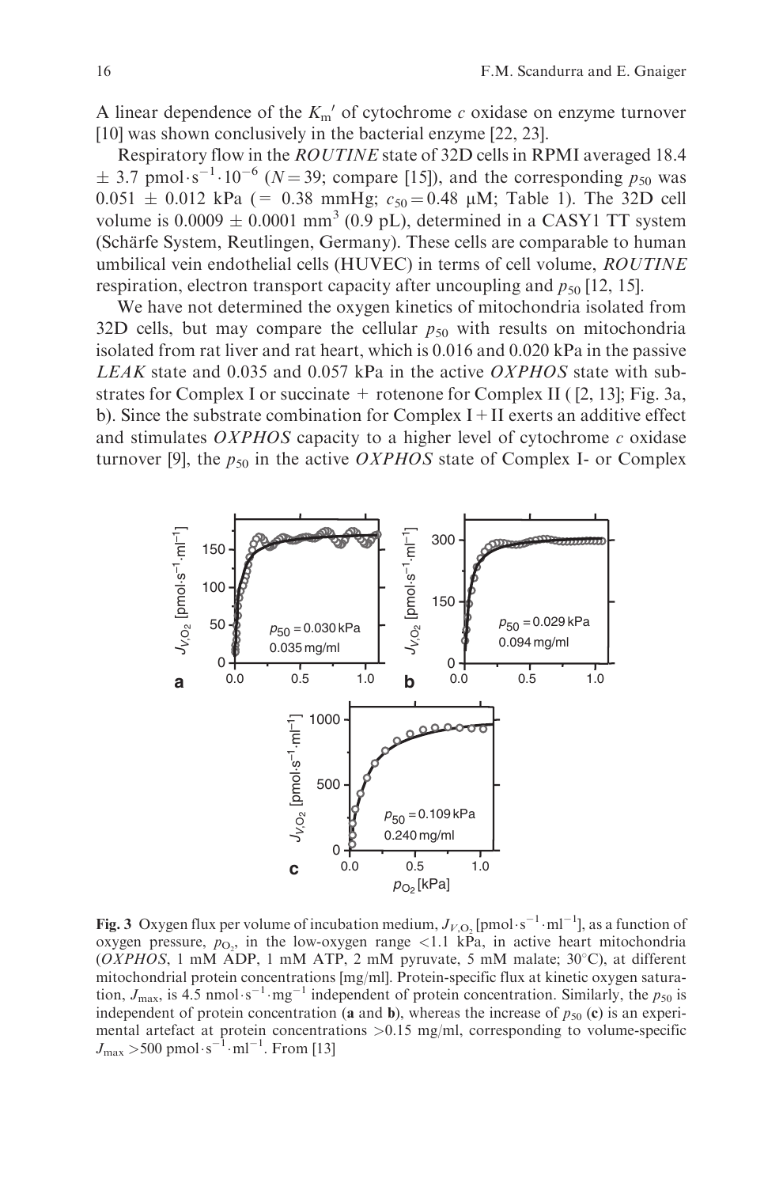A linear dependence of the $K_m'$ of cytochrome *c* oxidase on enzyme turnover [10] was shown conclusively in the bacterial enzyme [22, 23].

Respiratory flow in the *ROUTINE* state of 32D cells in RPMI averaged 18.4 $\pm$ 3.7 $\text{pmol}\cdot\text{s}^{-1}\cdot 10^{-6}$ ($N = 39$; compare [15]), and the corresponding $p_{50}$ was 0.051 $\pm$ 0.012 kPa (= 0.38 mmHg; $c_{50} = 0.48$ μM; Table 1). The 32D cell volume is 0.0009 $\pm$ 0.0001 $\text{mm}^3$ (0.9 pL), determined in a CASY1 TT system (Schärfe System, Reutlingen, Germany). These cells are comparable to human umbilical vein endothelial cells (HUVEC) in terms of cell volume, *ROUTINE* respiration, electron transport capacity after uncoupling and $p_{50}$ [12, 15].

We have not determined the oxygen kinetics of mitochondria isolated from 32D cells, but may compare the cellular $p_{50}$ with results on mitochondria isolated from rat liver and rat heart, which is 0.016 and 0.020 kPa in the passive *LEAK* state and 0.035 and 0.057 kPa in the active *OXPHOS* state with substrates for Complex I or succinate + rotenone for Complex II ( [2, 13]; Fig. 3a, b). Since the substrate combination for Complex I + II exerts an additive effect and stimulates *OXPHOS* capacity to a higher level of cytochrome *c* oxidase turnover [9], the $p_{50}$ in the active *OXPHOS* state of Complex I- or Complex

**Fig. 3** Oxygen flux per volume of incubation medium, $J_{V,O_2}$ [$\text{pmol}\cdot\text{s}^{-1}\cdot\text{ml}^{-1}$], as a function of oxygen pressure, $p_{O_2}$, in the low-oxygen range <1.1 kPa, in active heart mitochondria (*OXPHOS*, 1 mM ADP, 1 mM ATP, 2 mM pyruvate, 5 mM malate; 30°C), at different mitochondrial protein concentrations [mg/ml]. Protein-specific flux at kinetic oxygen saturation, $J_{max}$, is 4.5 $\text{nmol}\cdot\text{s}^{-1}\cdot\text{mg}^{-1}$ independent of protein concentration. Similarly, the $p_{50}$ is independent of protein concentration (**a** and **b**), whereas the increase of $p_{50}$ (**c**) is an experimental artefact at protein concentrations >0.15 mg/ml, corresponding to volume-specific $J_{max}$ >500 $\text{pmol}\cdot\text{s}^{-1}\cdot\text{ml}^{-1}$. From [13]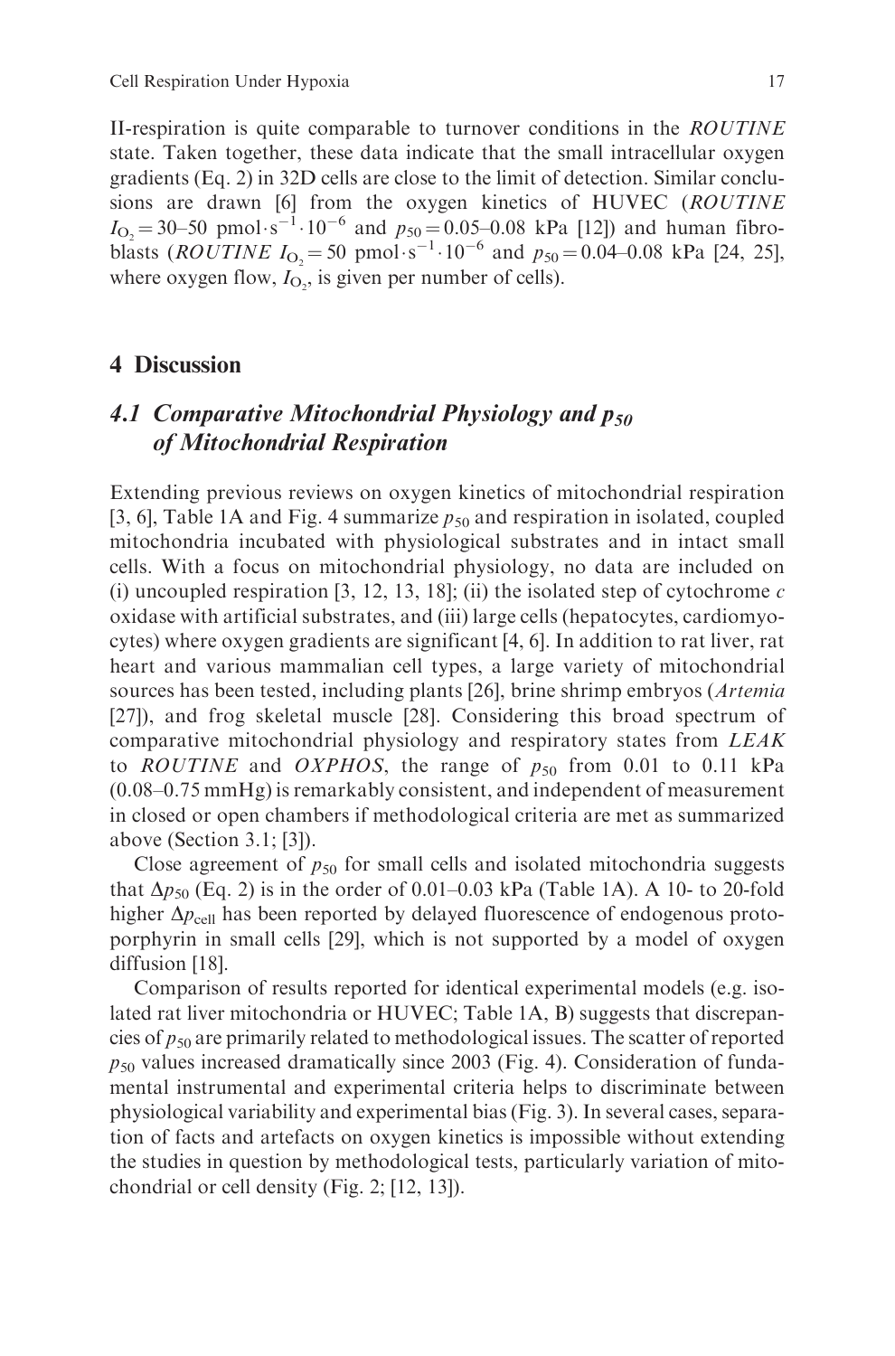II-respiration is quite comparable to turnover conditions in the *ROUTINE* state. Taken together, these data indicate that the small intracellular oxygen gradients (Eq. 2) in 32D cells are close to the limit of detection. Similar conclusions are drawn [6] from the oxygen kinetics of HUVEC (*ROUTINE* $I_{O_2} = 30\text{–}50\ \text{pmol}\cdot\text{s}^{-1}\cdot 10^{-6}$ and $p_{50} = 0.05\text{–}0.08$ kPa [12]) and human fibroblasts (*ROUTINE* $I_{O_2} = 50\ \text{pmol}\cdot\text{s}^{-1}\cdot 10^{-6}$ and $p_{50} = 0.04\text{–}0.08$ kPa [24, 25], where oxygen flow, $I_{O_2}$, is given per number of cells).

## 4 Discussion

### 4.1 Comparative Mitochondrial Physiology and $p_{50}$ of Mitochondrial Respiration

Extending previous reviews on oxygen kinetics of mitochondrial respiration [3, 6], Table 1A and Fig. 4 summarize $p_{50}$ and respiration in isolated, coupled mitochondria incubated with physiological substrates and in intact small cells. With a focus on mitochondrial physiology, no data are included on (i) uncoupled respiration [3, 12, 13, 18]; (ii) the isolated step of cytochrome *c* oxidase with artificial substrates, and (iii) large cells (hepatocytes, cardiomyocytes) where oxygen gradients are significant [4, 6]. In addition to rat liver, rat heart and various mammalian cell types, a large variety of mitochondrial sources has been tested, including plants [26], brine shrimp embryos (*Artemia* [27]), and frog skeletal muscle [28]. Considering this broad spectrum of comparative mitochondrial physiology and respiratory states from *LEAK* to *ROUTINE* and *OXPHOS*, the range of $p_{50}$ from 0.01 to 0.11 kPa (0.08–0.75 mmHg) is remarkably consistent, and independent of measurement in closed or open chambers if methodological criteria are met as summarized above (Section 3.1; [3]).

Close agreement of $p_{50}$ for small cells and isolated mitochondria suggests that $\Delta p_{50}$ (Eq. 2) is in the order of 0.01–0.03 kPa (Table 1A). A 10- to 20-fold higher $\Delta p_{\text{cell}}$ has been reported by delayed fluorescence of endogenous protoporphyrin in small cells [29], which is not supported by a model of oxygen diffusion [18].

Comparison of results reported for identical experimental models (e.g. isolated rat liver mitochondria or HUVEC; Table 1A, B) suggests that discrepancies of $p_{50}$ are primarily related to methodological issues. The scatter of reported $p_{50}$ values increased dramatically since 2003 (Fig. 4). Consideration of fundamental instrumental and experimental criteria helps to discriminate between physiological variability and experimental bias (Fig. 3). In several cases, separation of facts and artefacts on oxygen kinetics is impossible without extending the studies in question by methodological tests, particularly variation of mitochondrial or cell density (Fig. 2; [12, 13]).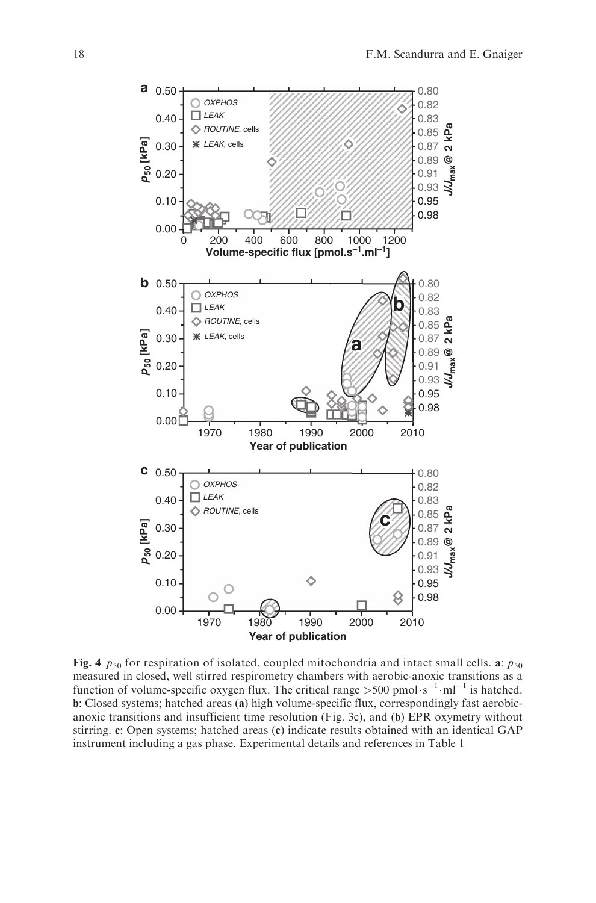**Fig. 4** $p_{50}$ for respiration of isolated, coupled mitochondria and intact small cells. **a**: $p_{50}$ measured in closed, well stirred respirometry chambers with aerobic-anoxic transitions as a function of volume-specific oxygen flux. The critical range >500 pmol$\cdot$s$^{-1}\cdot$ml$^{-1}$ is hatched. **b**: Closed systems; hatched areas (**a**) high volume-specific flux, correspondingly fast aerobic-anoxic transitions and insufficient time resolution (Fig. 3c), and (**b**) EPR oxymetry without stirring. **c**: Open systems; hatched areas (**c**) indicate results obtained with an identical GAP instrument including a gas phase. Experimental details and references in Table 1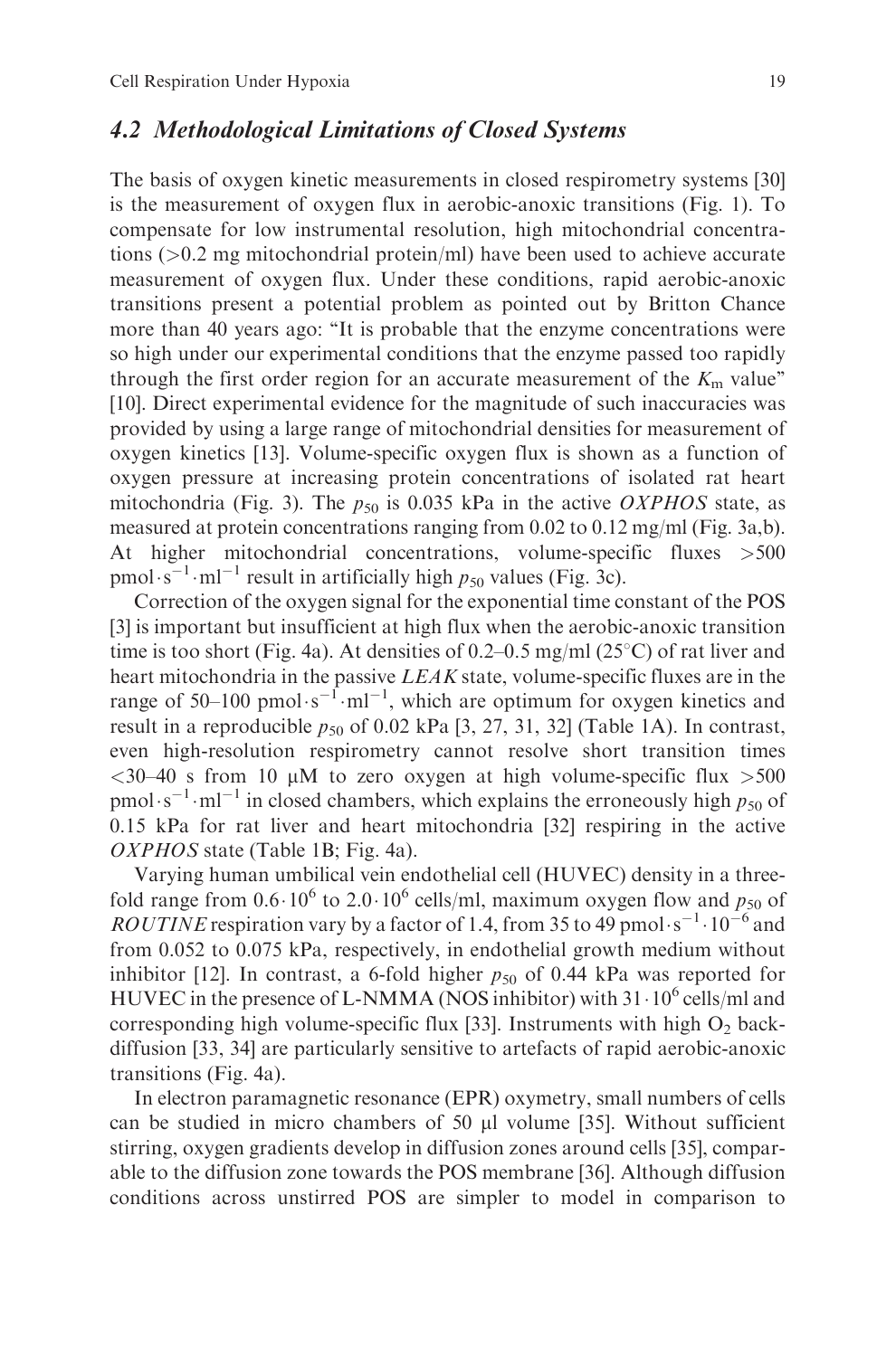## 4.2 Methodological Limitations of Closed Systems

The basis of oxygen kinetic measurements in closed respirometry systems [30] is the measurement of oxygen flux in aerobic-anoxic transitions (Fig. 1). To compensate for low instrumental resolution, high mitochondrial concentrations (>0.2 mg mitochondrial protein/ml) have been used to achieve accurate measurement of oxygen flux. Under these conditions, rapid aerobic-anoxic transitions present a potential problem as pointed out by Britton Chance more than 40 years ago: "It is probable that the enzyme concentrations were so high under our experimental conditions that the enzyme passed too rapidly through the first order region for an accurate measurement of the $K_m$ value" [10]. Direct experimental evidence for the magnitude of such inaccuracies was provided by using a large range of mitochondrial densities for measurement of oxygen kinetics [13]. Volume-specific oxygen flux is shown as a function of oxygen pressure at increasing protein concentrations of isolated rat heart mitochondria (Fig. 3). The $p_{50}$ is 0.035 kPa in the active *OXPHOS* state, as measured at protein concentrations ranging from 0.02 to 0.12 mg/ml (Fig. 3a,b). At higher mitochondrial concentrations, volume-specific fluxes >500 $pmol \cdot s^{-1} \cdot ml^{-1}$ result in artificially high $p_{50}$ values (Fig. 3c).

Correction of the oxygen signal for the exponential time constant of the POS [3] is important but insufficient at high flux when the aerobic-anoxic transition time is too short (Fig. 4a). At densities of 0.2–0.5 mg/ml (25°C) of rat liver and heart mitochondria in the passive *LEAK* state, volume-specific fluxes are in the range of 50–100 $pmol \cdot s^{-1} \cdot ml^{-1}$, which are optimum for oxygen kinetics and result in a reproducible $p_{50}$ of 0.02 kPa [3, 27, 31, 32] (Table 1A). In contrast, even high-resolution respirometry cannot resolve short transition times <30–40 s from 10 μM to zero oxygen at high volume-specific flux >500 $pmol \cdot s^{-1} \cdot ml^{-1}$ in closed chambers, which explains the erroneously high $p_{50}$ of 0.15 kPa for rat liver and heart mitochondria [32] respiring in the active *OXPHOS* state (Table 1B; Fig. 4a).

Varying human umbilical vein endothelial cell (HUVEC) density in a three-fold range from $0.6 \cdot 10^6$ to $2.0 \cdot 10^6$ cells/ml, maximum oxygen flow and $p_{50}$ of *ROUTINE* respiration vary by a factor of 1.4, from 35 to 49 $pmol \cdot s^{-1} \cdot 10^{-6}$ and from 0.052 to 0.075 kPa, respectively, in endothelial growth medium without inhibitor [12]. In contrast, a 6-fold higher $p_{50}$ of 0.44 kPa was reported for HUVEC in the presence of L-NMMA (NOS inhibitor) with $31 \cdot 10^6$ cells/ml and corresponding high volume-specific flux [33]. Instruments with high $O_2$ back-diffusion [33, 34] are particularly sensitive to artefacts of rapid aerobic-anoxic transitions (Fig. 4a).

In electron paramagnetic resonance (EPR) oxymetry, small numbers of cells can be studied in micro chambers of 50 μl volume [35]. Without sufficient stirring, oxygen gradients develop in diffusion zones around cells [35], comparable to the diffusion zone towards the POS membrane [36]. Although diffusion conditions across unstirred POS are simpler to model in comparison to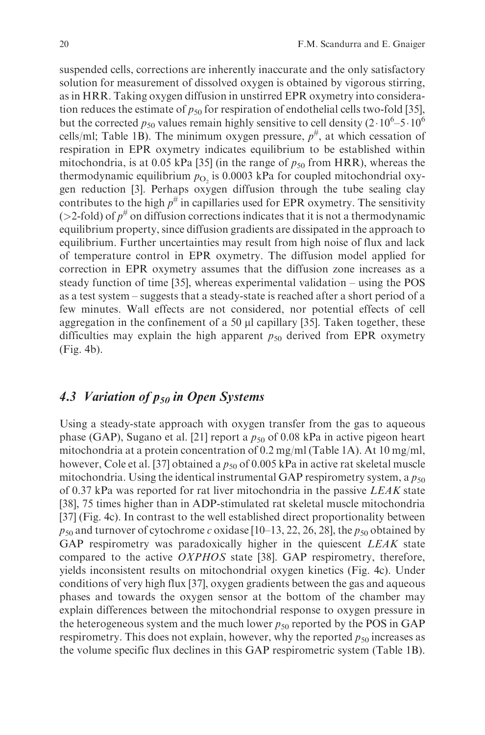suspended cells, corrections are inherently inaccurate and the only satisfactory solution for measurement of dissolved oxygen is obtained by vigorous stirring, as in HRR. Taking oxygen diffusion in unstirred EPR oxymetry into consideration reduces the estimate of $p_{50}$ for respiration of endothelial cells two-fold [35], but the corrected $p_{50}$ values remain highly sensitive to cell density ($2 \cdot 10^6$–$5 \cdot 10^6$ cells/ml; Table 1B). The minimum oxygen pressure, $p^{\#}$, at which cessation of respiration in EPR oxymetry indicates equilibrium to be established within mitochondria, is at 0.05 kPa [35] (in the range of $p_{50}$ from HRR), whereas the thermodynamic equilibrium $p_{O_2}$ is 0.0003 kPa for coupled mitochondrial oxygen reduction [3]. Perhaps oxygen diffusion through the tube sealing clay contributes to the high $p^{\#}$ in capillaries used for EPR oxymetry. The sensitivity (>2-fold) of $p^{\#}$ on diffusion corrections indicates that it is not a thermodynamic equilibrium property, since diffusion gradients are dissipated in the approach to equilibrium. Further uncertainties may result from high noise of flux and lack of temperature control in EPR oxymetry. The diffusion model applied for correction in EPR oxymetry assumes that the diffusion zone increases as a steady function of time [35], whereas experimental validation – using the POS as a test system – suggests that a steady-state is reached after a short period of a few minutes. Wall effects are not considered, nor potential effects of cell aggregation in the confinement of a 50 µl capillary [35]. Taken together, these difficulties may explain the high apparent $p_{50}$ derived from EPR oxymetry (Fig. 4b).

## 4.3 Variation of $p_{50}$ in Open Systems

Using a steady-state approach with oxygen transfer from the gas to aqueous phase (GAP), Sugano et al. [21] report a $p_{50}$ of 0.08 kPa in active pigeon heart mitochondria at a protein concentration of 0.2 mg/ml (Table 1A). At 10 mg/ml, however, Cole et al. [37] obtained a $p_{50}$ of 0.005 kPa in active rat skeletal muscle mitochondria. Using the identical instrumental GAP respirometry system, a $p_{50}$ of 0.37 kPa was reported for rat liver mitochondria in the passive *LEAK* state [38], 75 times higher than in ADP-stimulated rat skeletal muscle mitochondria [37] (Fig. 4c). In contrast to the well established direct proportionality between $p_{50}$ and turnover of cytochrome *c* oxidase [10–13, 22, 26, 28], the $p_{50}$ obtained by GAP respirometry was paradoxically higher in the quiescent *LEAK* state compared to the active *OXPHOS* state [38]. GAP respirometry, therefore, yields inconsistent results on mitochondrial oxygen kinetics (Fig. 4c). Under conditions of very high flux [37], oxygen gradients between the gas and aqueous phases and towards the oxygen sensor at the bottom of the chamber may explain differences between the mitochondrial response to oxygen pressure in the heterogeneous system and the much lower $p_{50}$ reported by the POS in GAP respirometry. This does not explain, however, why the reported $p_{50}$ increases as the volume specific flux declines in this GAP respirometric system (Table 1B).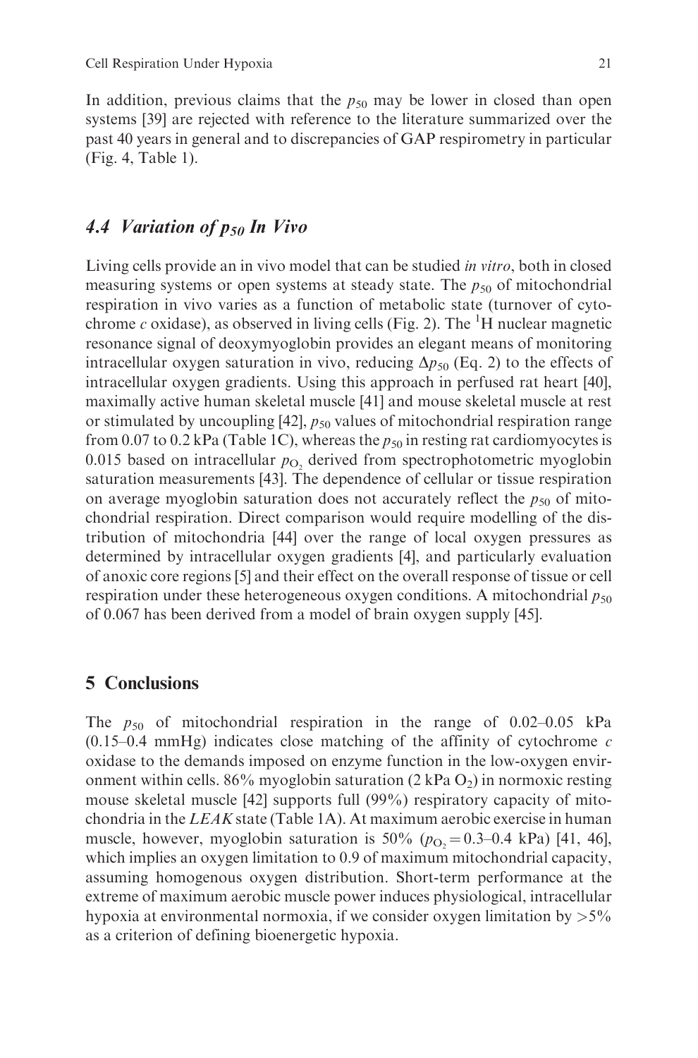In addition, previous claims that the $p_{50}$ may be lower in closed than open systems [39] are rejected with reference to the literature summarized over the past 40 years in general and to discrepancies of GAP respirometry in particular (Fig. 4, Table 1).

### 4.4 Variation of $p_{50}$ In Vivo

Living cells provide an in vivo model that can be studied *in vitro*, both in closed measuring systems or open systems at steady state. The $p_{50}$ of mitochondrial respiration in vivo varies as a function of metabolic state (turnover of cytochrome *c* oxidase), as observed in living cells (Fig. 2). The $^{1}$H nuclear magnetic resonance signal of deoxymyoglobin provides an elegant means of monitoring intracellular oxygen saturation in vivo, reducing $\Delta p_{50}$ (Eq. 2) to the effects of intracellular oxygen gradients. Using this approach in perfused rat heart [40], maximally active human skeletal muscle [41] and mouse skeletal muscle at rest or stimulated by uncoupling [42], $p_{50}$ values of mitochondrial respiration range from 0.07 to 0.2 kPa (Table 1C), whereas the $p_{50}$ in resting rat cardiomyocytes is 0.015 based on intracellular $p_{O_2}$ derived from spectrophotometric myoglobin saturation measurements [43]. The dependence of cellular or tissue respiration on average myoglobin saturation does not accurately reflect the $p_{50}$ of mitochondrial respiration. Direct comparison would require modelling of the distribution of mitochondria [44] over the range of local oxygen pressures as determined by intracellular oxygen gradients [4], and particularly evaluation of anoxic core regions [5] and their effect on the overall response of tissue or cell respiration under these heterogeneous oxygen conditions. A mitochondrial $p_{50}$ of 0.067 has been derived from a model of brain oxygen supply [45].

## 5 Conclusions

The $p_{50}$ of mitochondrial respiration in the range of 0.02–0.05 kPa (0.15–0.4 mmHg) indicates close matching of the affinity of cytochrome *c* oxidase to the demands imposed on enzyme function in the low-oxygen environment within cells. 86% myoglobin saturation (2 kPa $O_2$) in normoxic resting mouse skeletal muscle [42] supports full (99%) respiratory capacity of mitochondria in the *LEAK* state (Table 1A). At maximum aerobic exercise in human muscle, however, myoglobin saturation is 50% ($p_{O_2} = 0.3$–$0.4$ kPa) [41, 46], which implies an oxygen limitation to 0.9 of maximum mitochondrial capacity, assuming homogenous oxygen distribution. Short-term performance at the extreme of maximum aerobic muscle power induces physiological, intracellular hypoxia at environmental normoxia, if we consider oxygen limitation by >5% as a criterion of defining bioenergetic hypoxia.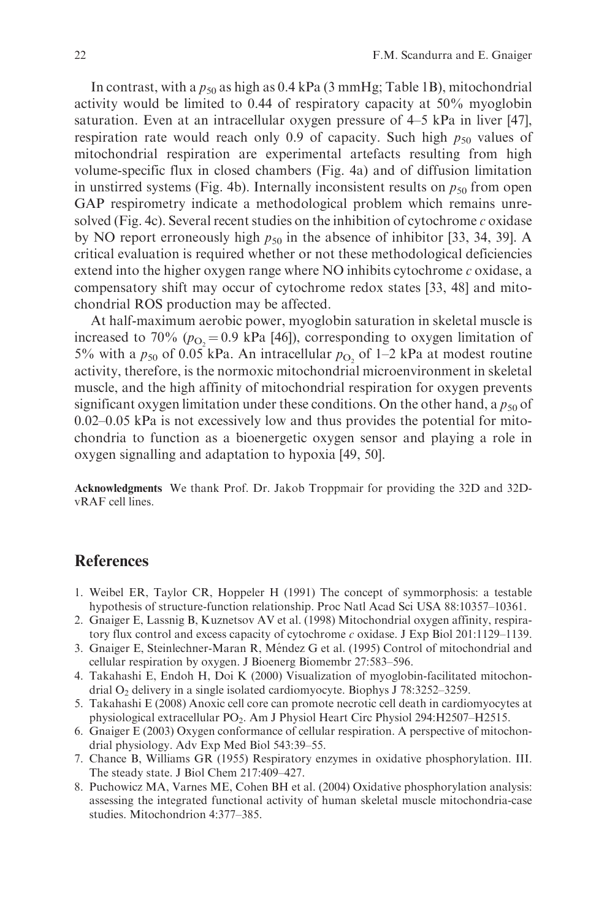In contrast, with a $p_{50}$ as high as 0.4 kPa (3 mmHg; Table 1B), mitochondrial activity would be limited to 0.44 of respiratory capacity at 50% myoglobin saturation. Even at an intracellular oxygen pressure of 4–5 kPa in liver [47], respiration rate would reach only 0.9 of capacity. Such high $p_{50}$ values of mitochondrial respiration are experimental artefacts resulting from high volume-specific flux in closed chambers (Fig. 4a) and of diffusion limitation in unstirred systems (Fig. 4b). Internally inconsistent results on $p_{50}$ from open GAP respirometry indicate a methodological problem which remains unresolved (Fig. 4c). Several recent studies on the inhibition of cytochrome *c* oxidase by NO report erroneously high $p_{50}$ in the absence of inhibitor [33, 34, 39]. A critical evaluation is required whether or not these methodological deficiencies extend into the higher oxygen range where NO inhibits cytochrome *c* oxidase, a compensatory shift may occur of cytochrome redox states [33, 48] and mitochondrial ROS production may be affected.

At half-maximum aerobic power, myoglobin saturation in skeletal muscle is increased to 70% ($p_{O_2} = 0.9$ kPa [46]), corresponding to oxygen limitation of 5% with a $p_{50}$ of 0.05 kPa. An intracellular $p_{O_2}$ of 1–2 kPa at modest routine activity, therefore, is the normoxic mitochondrial microenvironment in skeletal muscle, and the high affinity of mitochondrial respiration for oxygen prevents significant oxygen limitation under these conditions. On the other hand, a $p_{50}$ of 0.02–0.05 kPa is not excessively low and thus provides the potential for mitochondria to function as a bioenergetic oxygen sensor and playing a role in oxygen signalling and adaptation to hypoxia [49, 50].

**Acknowledgments** We thank Prof. Dr. Jakob Troppmair for providing the 32D and 32D-vRAF cell lines.

## References

1. Weibel ER, Taylor CR, Hoppeler H (1991) The concept of symmorphosis: a testable hypothesis of structure-function relationship. Proc Natl Acad Sci USA 88:10357–10361.
2. Gnaiger E, Lassnig B, Kuznetsov AV et al. (1998) Mitochondrial oxygen affinity, respiratory flux control and excess capacity of cytochrome *c* oxidase. J Exp Biol 201:1129–1139.
3. Gnaiger E, Steinlechner-Maran R, Méndez G et al. (1995) Control of mitochondrial and cellular respiration by oxygen. J Bioenerg Biomembr 27:583–596.
4. Takahashi E, Endoh H, Doi K (2000) Visualization of myoglobin-facilitated mitochondrial $O_2$ delivery in a single isolated cardiomyocyte. Biophys J 78:3252–3259.
5. Takahashi E (2008) Anoxic cell core can promote necrotic cell death in cardiomyocytes at physiological extracellular $PO_2$. Am J Physiol Heart Circ Physiol 294:H2507–H2515.
6. Gnaiger E (2003) Oxygen conformance of cellular respiration. A perspective of mitochondrial physiology. Adv Exp Med Biol 543:39–55.
7. Chance B, Williams GR (1955) Respiratory enzymes in oxidative phosphorylation. III. The steady state. J Biol Chem 217:409–427.
8. Puchowicz MA, Varnes ME, Cohen BH et al. (2004) Oxidative phosphorylation analysis: assessing the integrated functional activity of human skeletal muscle mitochondria-case studies. Mitochondrion 4:377–385.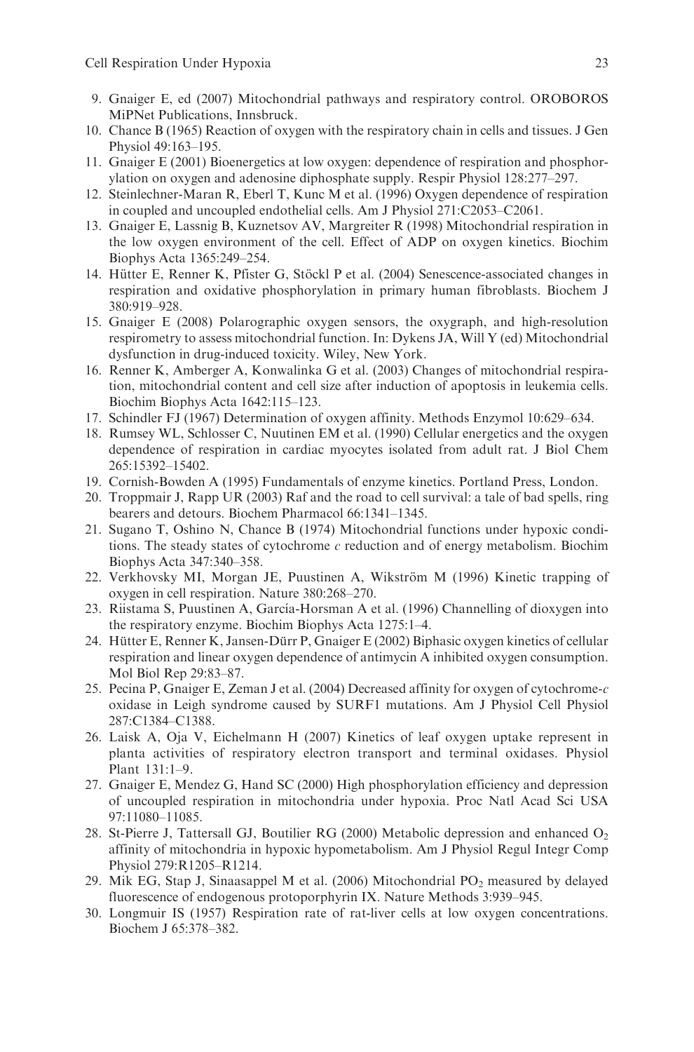9. Gnaiger E, ed (2007) Mitochondrial pathways and respiratory control. OROBOROS MiPNet Publications, Innsbruck.
10. Chance B (1965) Reaction of oxygen with the respiratory chain in cells and tissues. J Gen Physiol 49:163–195.
11. Gnaiger E (2001) Bioenergetics at low oxygen: dependence of respiration and phosphorylation on oxygen and adenosine diphosphate supply. Respir Physiol 128:277–297.
12. Steinlechner-Maran R, Eberl T, Kunc M et al. (1996) Oxygen dependence of respiration in coupled and uncoupled endothelial cells. Am J Physiol 271:C2053–C2061.
13. Gnaiger E, Lassnig B, Kuznetsov AV, Margreiter R (1998) Mitochondrial respiration in the low oxygen environment of the cell. Effect of ADP on oxygen kinetics. Biochim Biophys Acta 1365:249–254.
14. Hütter E, Renner K, Pfister G, Stöckl P et al. (2004) Senescence-associated changes in respiration and oxidative phosphorylation in primary human fibroblasts. Biochem J 380:919–928.
15. Gnaiger E (2008) Polarographic oxygen sensors, the oxygraph, and high-resolution respirometry to assess mitochondrial function. In: Dykens JA, Will Y (ed) Mitochondrial dysfunction in drug-induced toxicity. Wiley, New York.
16. Renner K, Amberger A, Konwalinka G et al. (2003) Changes of mitochondrial respiration, mitochondrial content and cell size after induction of apoptosis in leukemia cells. Biochim Biophys Acta 1642:115–123.
17. Schindler FJ (1967) Determination of oxygen affinity. Methods Enzymol 10:629–634.
18. Rumsey WL, Schlosser C, Nuutinen EM et al. (1990) Cellular energetics and the oxygen dependence of respiration in cardiac myocytes isolated from adult rat. J Biol Chem 265:15392–15402.
19. Cornish-Bowden A (1995) Fundamentals of enzyme kinetics. Portland Press, London.
20. Troppmair J, Rapp UR (2003) Raf and the road to cell survival: a tale of bad spells, ring bearers and detours. Biochem Pharmacol 66:1341–1345.
21. Sugano T, Oshino N, Chance B (1974) Mitochondrial functions under hypoxic conditions. The steady states of cytochrome *c* reduction and of energy metabolism. Biochim Biophys Acta 347:340–358.
22. Verkhovsky MI, Morgan JE, Puustinen A, Wikström M (1996) Kinetic trapping of oxygen in cell respiration. Nature 380:268–270.
23. Riistama S, Puustinen A, García-Horsman A et al. (1996) Channelling of dioxygen into the respiratory enzyme. Biochim Biophys Acta 1275:1–4.
24. Hütter E, Renner K, Jansen-Dürr P, Gnaiger E (2002) Biphasic oxygen kinetics of cellular respiration and linear oxygen dependence of antimycin A inhibited oxygen consumption. Mol Biol Rep 29:83–87.
25. Pecina P, Gnaiger E, Zeman J et al. (2004) Decreased affinity for oxygen of cytochrome-*c* oxidase in Leigh syndrome caused by SURF1 mutations. Am J Physiol Cell Physiol 287:C1384–C1388.
26. Laisk A, Oja V, Eichelmann H (2007) Kinetics of leaf oxygen uptake represent in planta activities of respiratory electron transport and terminal oxidases. Physiol Plant 131:1–9.
27. Gnaiger E, Mendez G, Hand SC (2000) High phosphorylation efficiency and depression of uncoupled respiration in mitochondria under hypoxia. Proc Natl Acad Sci USA 97:11080–11085.
28. St-Pierre J, Tattersall GJ, Boutilier RG (2000) Metabolic depression and enhanced $O_2$ affinity of mitochondria in hypoxic hypometabolism. Am J Physiol Regul Integr Comp Physiol 279:R1205–R1214.
29. Mik EG, Stap J, Sinaasappel M et al. (2006) Mitochondrial $PO_2$ measured by delayed fluorescence of endogenous protoporphyrin IX. Nature Methods 3:939–945.
30. Longmuir IS (1957) Respiration rate of rat-liver cells at low oxygen concentrations. Biochem J 65:378–382.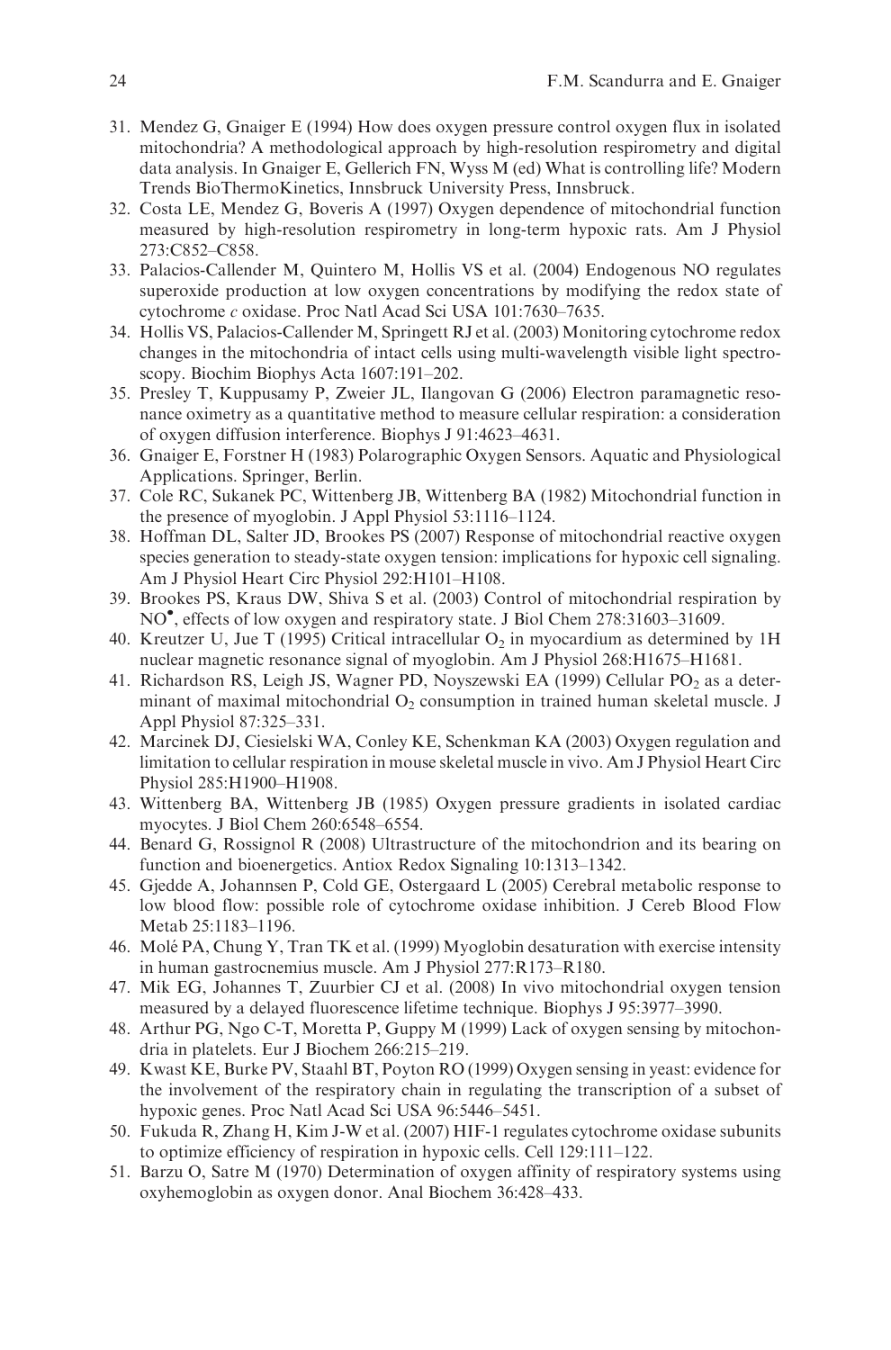31. Mendez G, Gnaiger E (1994) How does oxygen pressure control oxygen flux in isolated mitochondria? A methodological approach by high-resolution respirometry and digital data analysis. In Gnaiger E, Gellerich FN, Wyss M (ed) What is controlling life? Modern Trends BioThermoKinetics, Innsbruck University Press, Innsbruck.
32. Costa LE, Mendez G, Boveris A (1997) Oxygen dependence of mitochondrial function measured by high-resolution respirometry in long-term hypoxic rats. Am J Physiol 273:C852–C858.
33. Palacios-Callender M, Quintero M, Hollis VS et al. (2004) Endogenous NO regulates superoxide production at low oxygen concentrations by modifying the redox state of cytochrome *c* oxidase. Proc Natl Acad Sci USA 101:7630–7635.
34. Hollis VS, Palacios-Callender M, Springett RJ et al. (2003) Monitoring cytochrome redox changes in the mitochondria of intact cells using multi-wavelength visible light spectroscopy. Biochim Biophys Acta 1607:191–202.
35. Presley T, Kuppusamy P, Zweier JL, Ilangovan G (2006) Electron paramagnetic resonance oximetry as a quantitative method to measure cellular respiration: a consideration of oxygen diffusion interference. Biophys J 91:4623–4631.
36. Gnaiger E, Forstner H (1983) Polarographic Oxygen Sensors. Aquatic and Physiological Applications. Springer, Berlin.
37. Cole RC, Sukanek PC, Wittenberg JB, Wittenberg BA (1982) Mitochondrial function in the presence of myoglobin. J Appl Physiol 53:1116–1124.
38. Hoffman DL, Salter JD, Brookes PS (2007) Response of mitochondrial reactive oxygen species generation to steady-state oxygen tension: implications for hypoxic cell signaling. Am J Physiol Heart Circ Physiol 292:H101–H108.
39. Brookes PS, Kraus DW, Shiva S et al. (2003) Control of mitochondrial respiration by $NO^{\bullet}$, effects of low oxygen and respiratory state. J Biol Chem 278:31603–31609.
40. Kreutzer U, Jue T (1995) Critical intracellular $O_2$ in myocardium as determined by 1H nuclear magnetic resonance signal of myoglobin. Am J Physiol 268:H1675–H1681.
41. Richardson RS, Leigh JS, Wagner PD, Noyszewski EA (1999) Cellular $PO_2$ as a determinant of maximal mitochondrial $O_2$ consumption in trained human skeletal muscle. J Appl Physiol 87:325–331.
42. Marcinek DJ, Ciesielski WA, Conley KE, Schenkman KA (2003) Oxygen regulation and limitation to cellular respiration in mouse skeletal muscle in vivo. Am J Physiol Heart Circ Physiol 285:H1900–H1908.
43. Wittenberg BA, Wittenberg JB (1985) Oxygen pressure gradients in isolated cardiac myocytes. J Biol Chem 260:6548–6554.
44. Benard G, Rossignol R (2008) Ultrastructure of the mitochondrion and its bearing on function and bioenergetics. Antiox Redox Signaling 10:1313–1342.
45. Gjedde A, Johannsen P, Cold GE, Ostergaard L (2005) Cerebral metabolic response to low blood flow: possible role of cytochrome oxidase inhibition. J Cereb Blood Flow Metab 25:1183–1196.
46. Molé PA, Chung Y, Tran TK et al. (1999) Myoglobin desaturation with exercise intensity in human gastrocnemius muscle. Am J Physiol 277:R173–R180.
47. Mik EG, Johannes T, Zuurbier CJ et al. (2008) In vivo mitochondrial oxygen tension measured by a delayed fluorescence lifetime technique. Biophys J 95:3977–3990.
48. Arthur PG, Ngo C-T, Moretta P, Guppy M (1999) Lack of oxygen sensing by mitochondria in platelets. Eur J Biochem 266:215–219.
49. Kwast KE, Burke PV, Staahl BT, Poyton RO (1999) Oxygen sensing in yeast: evidence for the involvement of the respiratory chain in regulating the transcription of a subset of hypoxic genes. Proc Natl Acad Sci USA 96:5446–5451.
50. Fukuda R, Zhang H, Kim J-W et al. (2007) HIF-1 regulates cytochrome oxidase subunits to optimize efficiency of respiration in hypoxic cells. Cell 129:111–122.
51. Barzu O, Satre M (1970) Determination of oxygen affinity of respiratory systems using oxyhemoglobin as oxygen donor. Anal Biochem 36:428–433.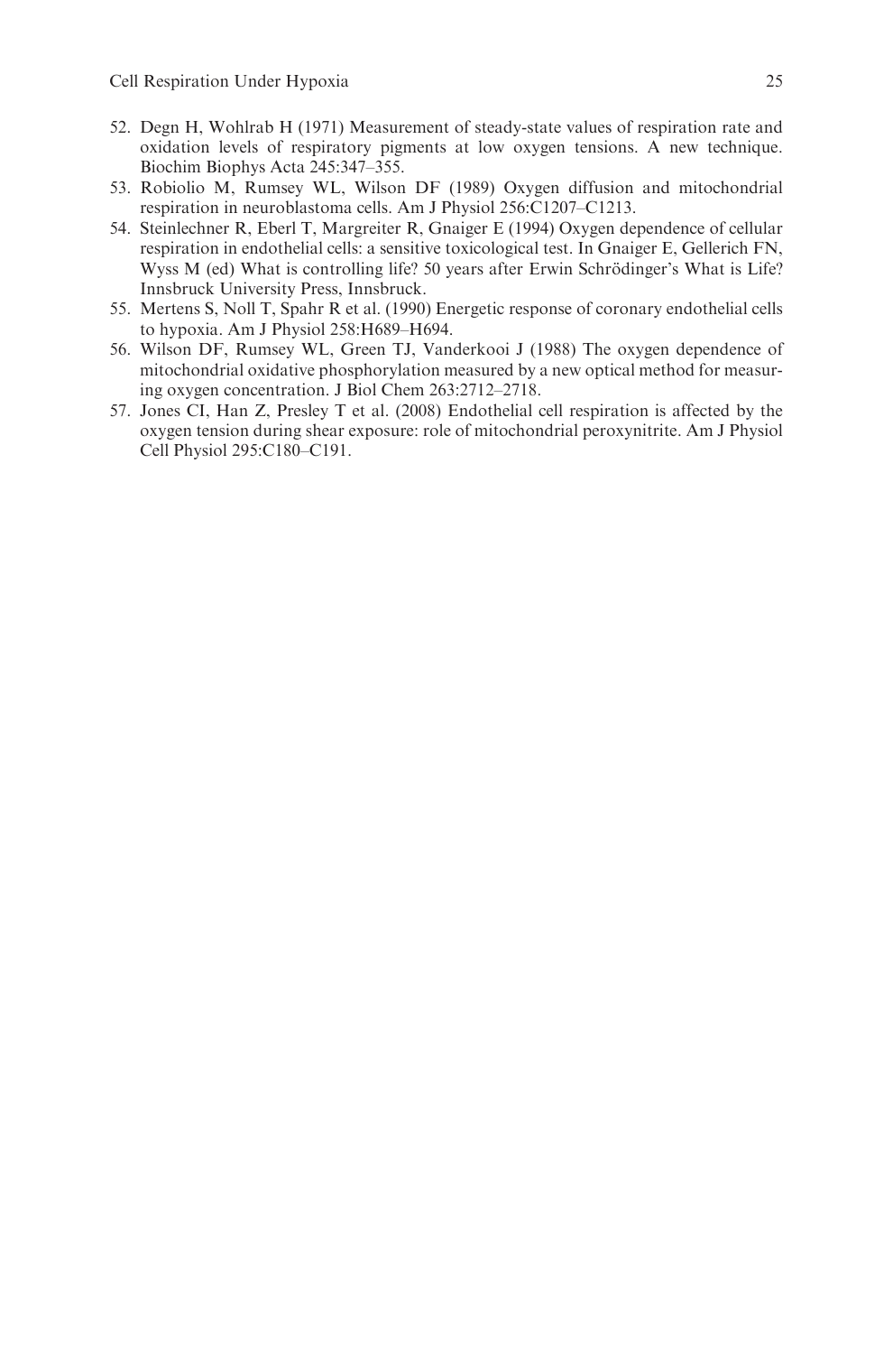52. Degn H, Wohlrab H (1971) Measurement of steady-state values of respiration rate and oxidation levels of respiratory pigments at low oxygen tensions. A new technique. Biochim Biophys Acta 245:347–355.
53. Robiolio M, Rumsey WL, Wilson DF (1989) Oxygen diffusion and mitochondrial respiration in neuroblastoma cells. Am J Physiol 256:C1207–C1213.
54. Steinlechner R, Eberl T, Margreiter R, Gnaiger E (1994) Oxygen dependence of cellular respiration in endothelial cells: a sensitive toxicological test. In Gnaiger E, Gellerich FN, Wyss M (ed) What is controlling life? 50 years after Erwin Schrödinger's What is Life? Innsbruck University Press, Innsbruck.
55. Mertens S, Noll T, Spahr R et al. (1990) Energetic response of coronary endothelial cells to hypoxia. Am J Physiol 258:H689–H694.
56. Wilson DF, Rumsey WL, Green TJ, Vanderkooi J (1988) The oxygen dependence of mitochondrial oxidative phosphorylation measured by a new optical method for measuring oxygen concentration. J Biol Chem 263:2712–2718.
57. Jones CI, Han Z, Presley T et al. (2008) Endothelial cell respiration is affected by the oxygen tension during shear exposure: role of mitochondrial peroxynitrite. Am J Physiol Cell Physiol 295:C180–C191.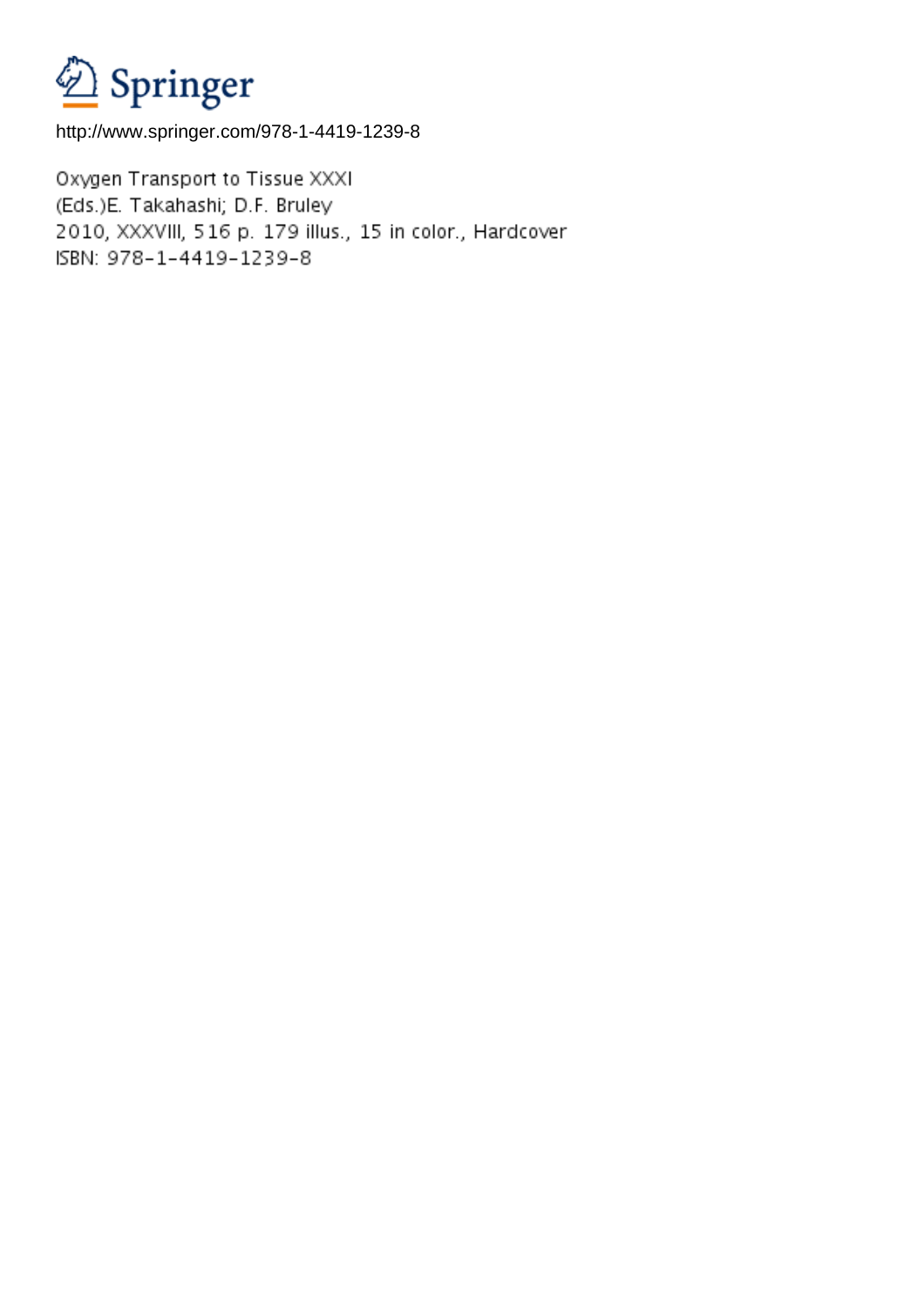Springer

http://www.springer.com/978-1-4419-1239-8

Oxygen Transport to Tissue XXXI
(Eds.)E. Takahashi; D.F. Bruley
2010, XXXVIII, 516 p. 179 illus., 15 in color., Hardcover
ISBN: 978-1-4419-1239-8